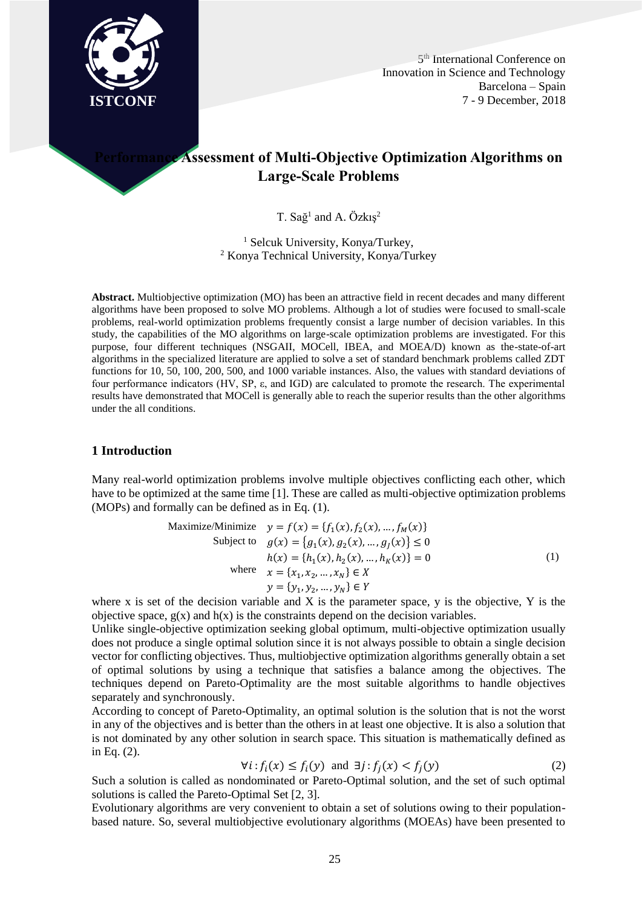# Performance Assessment of Multi-Objective Optimization Algorithms on Large-Scale Problems

T. Sağ[1] and A. Özkış[2]

[1] Selcuk University, Konya/Turkey,
[2] Konya Technical University, Konya/Turkey

**Abstract.** Multiobjective optimization (MO) has been an attractive field in recent decades and many different algorithms have been proposed to solve MO problems. Although a lot of studies were focused to small-scale problems, real-world optimization problems frequently consist a large number of decision variables. In this study, the capabilities of the MO algorithms on large-scale optimization problems are investigated. For this purpose, four different techniques (NSGAII, MOCell, IBEA, and MOEA/D) known as the-state-of-art algorithms in the specialized literature are applied to solve a set of standard benchmark problems called ZDT functions for 10, 50, 100, 200, 500, and 1000 variable instances. Also, the values with standard deviations of four performance indicators (HV, SP, ε, and IGD) are calculated to promote the research. The experimental results have demonstrated that MOCell is generally able to reach the superior results than the other algorithms under the all conditions.

## 1 Introduction

Many real-world optimization problems involve multiple objectives conflicting each other, which have to be optimized at the same time [1]. These are called as multi-objective optimization problems (MOPs) and formally can be defined as in Eq. (1).

$$
\begin{aligned}
\text{Maximize/Minimize} \quad & y = f(x) = \{f_1(x), f_2(x), \dots, f_M(x)\} \\
\text{Subject to} \quad & g(x) = \{g_1(x), g_2(x), \dots, g_J(x)\} \leq 0 \\
& h(x) = \{h_1(x), h_2(x), \dots, h_K(x)\} = 0 \\
\text{where} \quad & x = \{x_1, x_2, \dots, x_N\} \in X \\
& y = \{y_1, y_2, \dots, y_N\} \in Y
\end{aligned}
\tag{1}
$$

where x is set of the decision variable and X is the parameter space, y is the objective, Y is the objective space, g(x) and h(x) is the constraints depend on the decision variables.

Unlike single-objective optimization seeking global optimum, multi-objective optimization usually does not produce a single optimal solution since it is not always possible to obtain a single decision vector for conflicting objectives. Thus, multiobjective optimization algorithms generally obtain a set of optimal solutions by using a technique that satisfies a balance among the objectives. The techniques depend on Pareto-Optimality are the most suitable algorithms to handle objectives separately and synchronously.

According to concept of Pareto-Optimality, an optimal solution is the solution that is not the worst in any of the objectives and is better than the others in at least one objective. It is also a solution that is not dominated by any other solution in search space. This situation is mathematically defined as in Eq. (2).

$$\forall i : f_i(x) \leq f_i(y) \ \text{ and } \ \exists j : f_j(x) < f_j(y) \tag{2}$$

Such a solution is called as nondominated or Pareto-Optimal solution, and the set of such optimal solutions is called the Pareto-Optimal Set [2, 3].

Evolutionary algorithms are very convenient to obtain a set of solutions owing to their population-based nature. So, several multiobjective evolutionary algorithms (MOEAs) have been presented to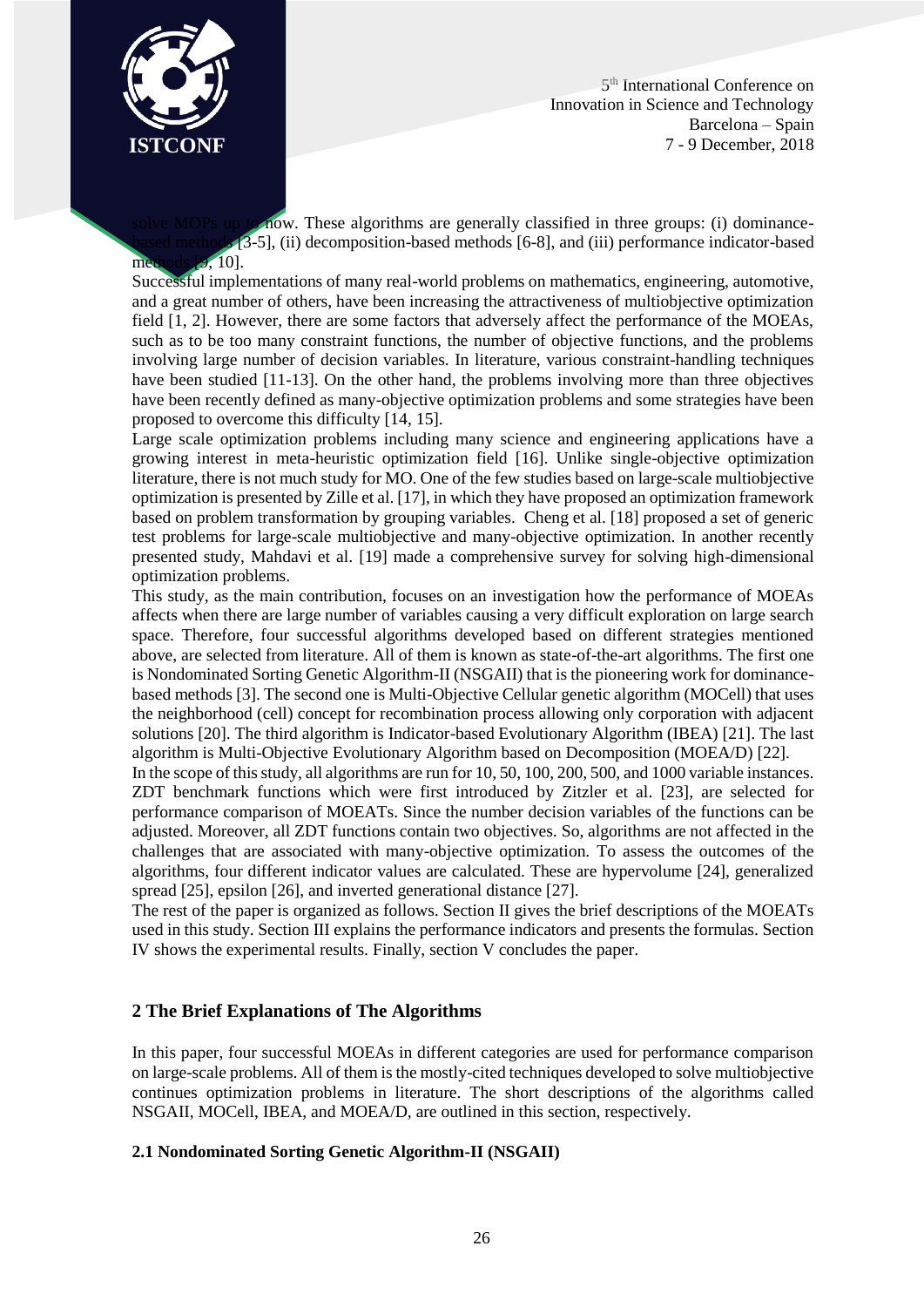solve MOPs up to now. These algorithms are generally classified in three groups: (i) dominance-based methods [3-5], (ii) decomposition-based methods [6-8], and (iii) performance indicator-based methods [9, 10].

Successful implementations of many real-world problems on mathematics, engineering, automotive, and a great number of others, have been increasing the attractiveness of multiobjective optimization field [1, 2]. However, there are some factors that adversely affect the performance of the MOEAs, such as to be too many constraint functions, the number of objective functions, and the problems involving large number of decision variables. In literature, various constraint-handling techniques have been studied [11-13]. On the other hand, the problems involving more than three objectives have been recently defined as many-objective optimization problems and some strategies have been proposed to overcome this difficulty [14, 15].

Large scale optimization problems including many science and engineering applications have a growing interest in meta-heuristic optimization field [16]. Unlike single-objective optimization literature, there is not much study for MO. One of the few studies based on large-scale multiobjective optimization is presented by Zille et al. [17], in which they have proposed an optimization framework based on problem transformation by grouping variables. Cheng et al. [18] proposed a set of generic test problems for large-scale multiobjective and many-objective optimization. In another recently presented study, Mahdavi et al. [19] made a comprehensive survey for solving high-dimensional optimization problems.

This study, as the main contribution, focuses on an investigation how the performance of MOEAs affects when there are large number of variables causing a very difficult exploration on large search space. Therefore, four successful algorithms developed based on different strategies mentioned above, are selected from literature. All of them is known as state-of-the-art algorithms. The first one is Nondominated Sorting Genetic Algorithm-II (NSGAII) that is the pioneering work for dominance-based methods [3]. The second one is Multi-Objective Cellular genetic algorithm (MOCell) that uses the neighborhood (cell) concept for recombination process allowing only corporation with adjacent solutions [20]. The third algorithm is Indicator-based Evolutionary Algorithm (IBEA) [21]. The last algorithm is Multi-Objective Evolutionary Algorithm based on Decomposition (MOEA/D) [22].

In the scope of this study, all algorithms are run for 10, 50, 100, 200, 500, and 1000 variable instances. ZDT benchmark functions which were first introduced by Zitzler et al. [23], are selected for performance comparison of MOEATs. Since the number decision variables of the functions can be adjusted. Moreover, all ZDT functions contain two objectives. So, algorithms are not affected in the challenges that are associated with many-objective optimization. To assess the outcomes of the algorithms, four different indicator values are calculated. These are hypervolume [24], generalized spread [25], epsilon [26], and inverted generational distance [27].

The rest of the paper is organized as follows. Section II gives the brief descriptions of the MOEATs used in this study. Section III explains the performance indicators and presents the formulas. Section IV shows the experimental results. Finally, section V concludes the paper.

## 2 The Brief Explanations of The Algorithms

In this paper, four successful MOEAs in different categories are used for performance comparison on large-scale problems. All of them is the mostly-cited techniques developed to solve multiobjective continues optimization problems in literature. The short descriptions of the algorithms called NSGAII, MOCell, IBEA, and MOEA/D, are outlined in this section, respectively.

### 2.1 Nondominated Sorting Genetic Algorithm-II (NSGAII)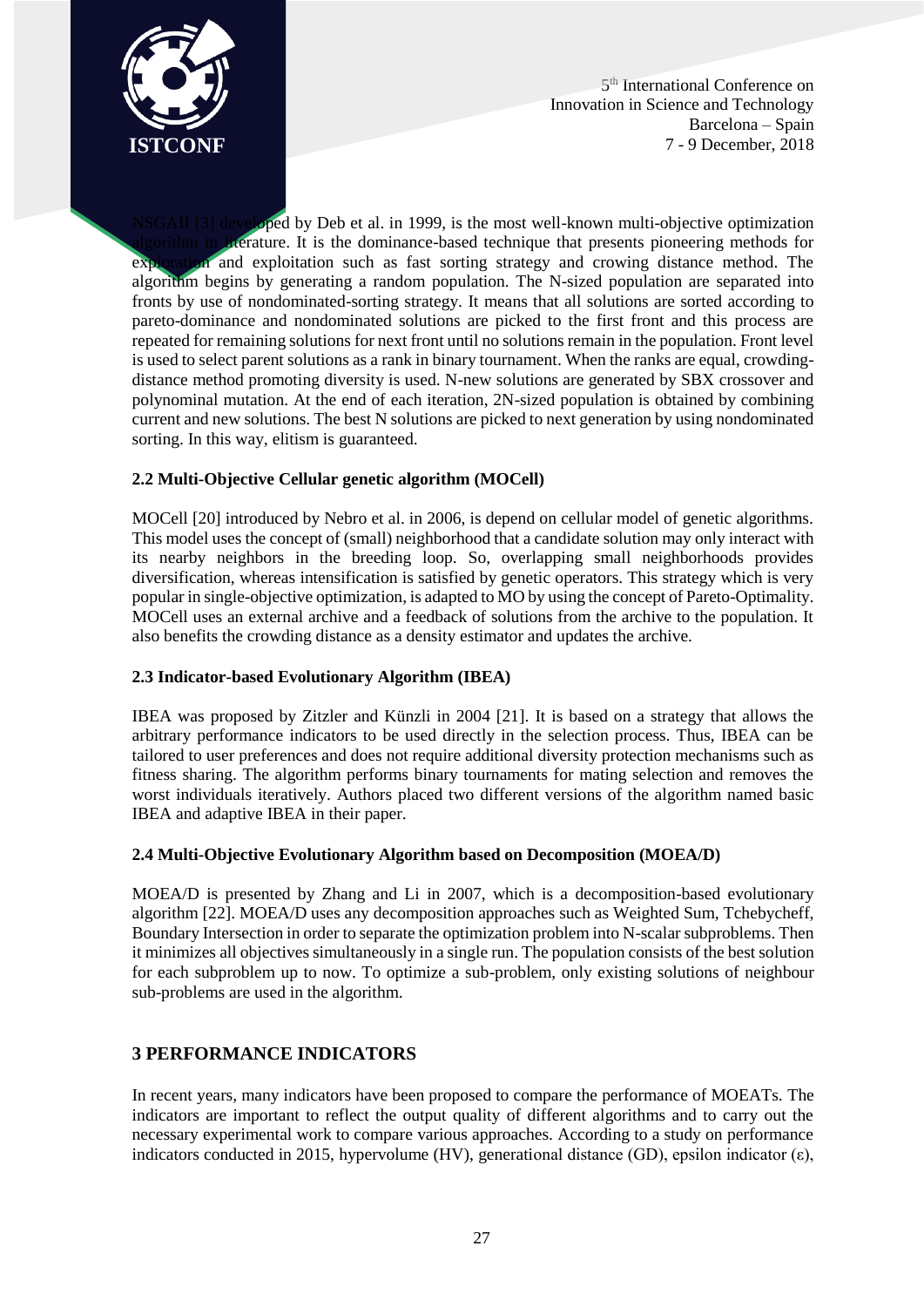NSGAII [3] developed by Deb et al. in 1999, is the most well-known multi-objective optimization algorithm in literature. It is the dominance-based technique that presents pioneering methods for exploration and exploitation such as fast sorting strategy and crowing distance method. The algorithm begins by generating a random population. The N-sized population are separated into fronts by use of nondominated-sorting strategy. It means that all solutions are sorted according to pareto-dominance and nondominated solutions are picked to the first front and this process are repeated for remaining solutions for next front until no solutions remain in the population. Front level is used to select parent solutions as a rank in binary tournament. When the ranks are equal, crowding-distance method promoting diversity is used. N-new solutions are generated by SBX crossover and polynominal mutation. At the end of each iteration, 2N-sized population is obtained by combining current and new solutions. The best N solutions are picked to next generation by using nondominated sorting. In this way, elitism is guaranteed.

### 2.2 Multi-Objective Cellular genetic algorithm (MOCell)

MOCell [20] introduced by Nebro et al. in 2006, is depend on cellular model of genetic algorithms. This model uses the concept of (small) neighborhood that a candidate solution may only interact with its nearby neighbors in the breeding loop. So, overlapping small neighborhoods provides diversification, whereas intensification is satisfied by genetic operators. This strategy which is very popular in single-objective optimization, is adapted to MO by using the concept of Pareto-Optimality. MOCell uses an external archive and a feedback of solutions from the archive to the population. It also benefits the crowding distance as a density estimator and updates the archive.

### 2.3 Indicator-based Evolutionary Algorithm (IBEA)

IBEA was proposed by Zitzler and Künzli in 2004 [21]. It is based on a strategy that allows the arbitrary performance indicators to be used directly in the selection process. Thus, IBEA can be tailored to user preferences and does not require additional diversity protection mechanisms such as fitness sharing. The algorithm performs binary tournaments for mating selection and removes the worst individuals iteratively. Authors placed two different versions of the algorithm named basic IBEA and adaptive IBEA in their paper.

### 2.4 Multi-Objective Evolutionary Algorithm based on Decomposition (MOEA/D)

MOEA/D is presented by Zhang and Li in 2007, which is a decomposition-based evolutionary algorithm [22]. MOEA/D uses any decomposition approaches such as Weighted Sum, Tchebycheff, Boundary Intersection in order to separate the optimization problem into N-scalar subproblems. Then it minimizes all objectives simultaneously in a single run. The population consists of the best solution for each subproblem up to now. To optimize a sub-problem, only existing solutions of neighbour sub-problems are used in the algorithm.

## 3 PERFORMANCE INDICATORS

In recent years, many indicators have been proposed to compare the performance of MOEATs. The indicators are important to reflect the output quality of different algorithms and to carry out the necessary experimental work to compare various approaches. According to a study on performance indicators conducted in 2015, hypervolume (HV), generational distance (GD), epsilon indicator ($\varepsilon$),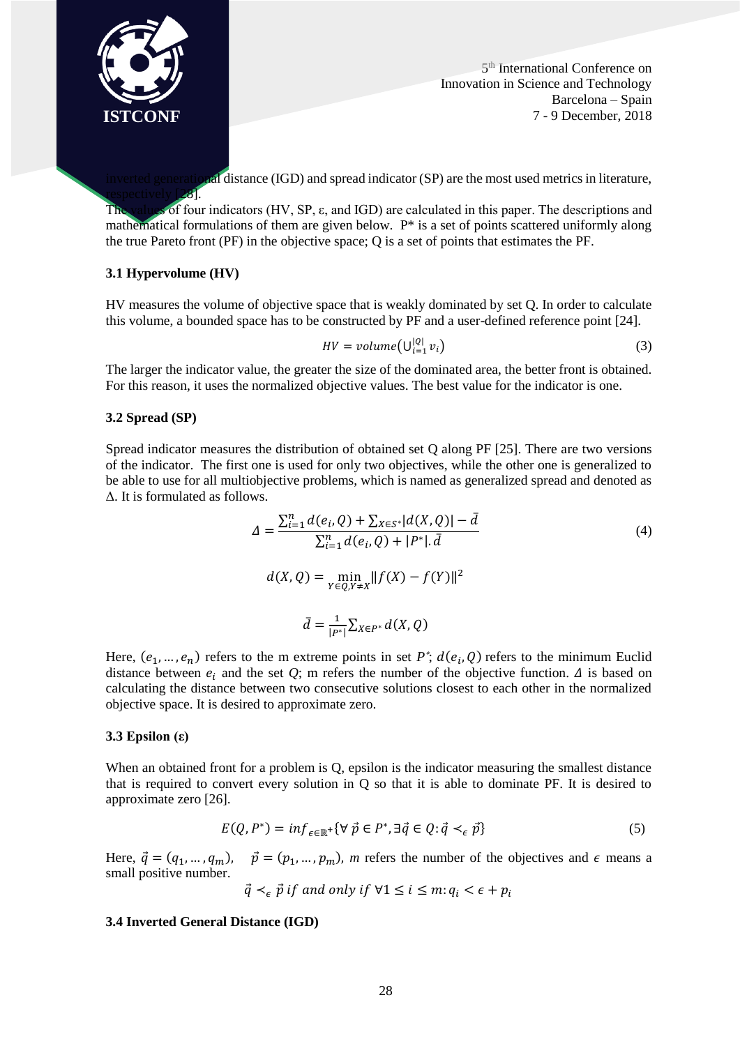inverted generational distance (IGD) and spread indicator (SP) are the most used metrics in literature, respectively [28].

The values of four indicators (HV, SP, ε, and IGD) are calculated in this paper. The descriptions and mathematical formulations of them are given below. P* is a set of points scattered uniformly along the true Pareto front (PF) in the objective space; Q is a set of points that estimates the PF.

### 3.1 Hypervolume (HV)

HV measures the volume of objective space that is weakly dominated by set Q. In order to calculate this volume, a bounded space has to be constructed by PF and a user-defined reference point [24].

$$HV = volume\left(\cup_{i=1}^{|Q|} v_i\right) \tag{3}$$

The larger the indicator value, the greater the size of the dominated area, the better front is obtained. For this reason, it uses the normalized objective values. The best value for the indicator is one.

### 3.2 Spread (SP)

Spread indicator measures the distribution of obtained set Q along PF [25]. There are two versions of the indicator. The first one is used for only two objectives, while the other one is generalized to be able to use for all multiobjective problems, which is named as generalized spread and denoted as Δ. It is formulated as follows.

$$\Delta = \frac{\sum_{i=1}^{n} d(e_i, Q) + \sum_{X \in S^*} |d(X, Q)| - \bar{d}}{\sum_{i=1}^{n} d(e_i, Q) + |P^*| . \bar{d}} \tag{4}$$

$$d(X, Q) = \min_{Y \in Q, Y \neq X} \|f(X) - f(Y)\|^2$$

$$\bar{d} = \frac{1}{|P^*|} \sum_{X \in P^*} d(X, Q)$$

Here, $(e_1, \dots, e_n)$ refers to the m extreme points in set $P^*$; $d(e_i, Q)$ refers to the minimum Euclid distance between $e_i$ and the set $Q$; m refers the number of the objective function. $\Delta$ is based on calculating the distance between two consecutive solutions closest to each other in the normalized objective space. It is desired to approximate zero.

### 3.3 Epsilon (ε)

When an obtained front for a problem is Q, epsilon is the indicator measuring the smallest distance that is required to convert every solution in Q so that it is able to dominate PF. It is desired to approximate zero [26].

$$E(Q, P^*) = inf_{\epsilon \in \mathbb{R}^+} \{\forall \vec{p} \in P^*, \exists \vec{q} \in Q : \vec{q} \prec_\epsilon \vec{p}\} \tag{5}$$

Here, $\vec{q} = (q_1, \dots, q_m)$, $\vec{p} = (p_1, \dots, p_m)$, $m$ refers the number of the objectives and $\epsilon$ means a small positive number.

$$\vec{q} \prec_\epsilon \vec{p} \text{ if and only if } \forall 1 \leq i \leq m : q_i < \epsilon + p_i$$

### 3.4 Inverted General Distance (IGD)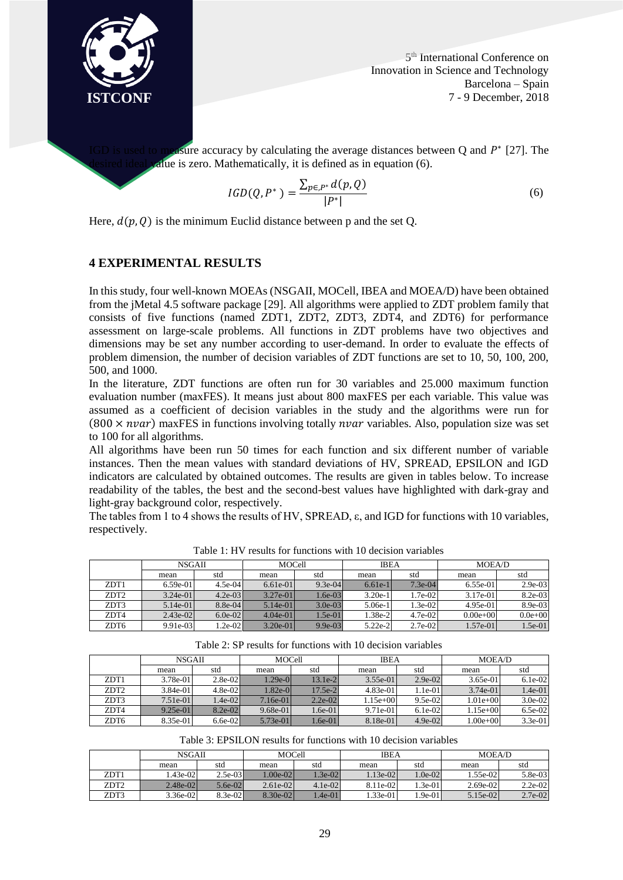IGD is used to measure accuracy by calculating the average distances between Q and $P^*$ [27]. The desired ideal value is zero. Mathematically, it is defined as in equation (6).

$$IGD(Q, P^*) = \frac{\sum_{p \in P^*} d(p, Q)}{|P^*|} \tag{6}$$

Here, $d(p, Q)$ is the minimum Euclid distance between p and the set Q.

## 4 EXPERIMENTAL RESULTS

In this study, four well-known MOEAs (NSGAII, MOCell, IBEA and MOEA/D) have been obtained from the jMetal 4.5 software package [29]. All algorithms were applied to ZDT problem family that consists of five functions (named ZDT1, ZDT2, ZDT3, ZDT4, and ZDT6) for performance assessment on large-scale problems. All functions in ZDT problems have two objectives and dimensions may be set any number according to user-demand. In order to evaluate the effects of problem dimension, the number of decision variables of ZDT functions are set to 10, 50, 100, 200, 500, and 1000.

In the literature, ZDT functions are often run for 30 variables and 25.000 maximum function evaluation number (maxFES). It means just about 800 maxFES per each variable. This value was assumed as a coefficient of decision variables in the study and the algorithms were run for $(800 \times nvar)$ maxFES in functions involving totally $nvar$ variables. Also, population size was set to 100 for all algorithms.

All algorithms have been run 50 times for each function and six different number of variable instances. Then the mean values with standard deviations of HV, SPREAD, EPSILON and IGD indicators are calculated by obtained outcomes. The results are given in tables below. To increase readability of the tables, the best and the second-best values have highlighted with dark-gray and light-gray background color, respectively.

The tables from 1 to 4 shows the results of HV, SPREAD, ε, and IGD for functions with 10 variables, respectively.

Table 1: HV results for functions with 10 decision variables

| | NSGAII | | MOCell | | IBEA | | MOEA/D | |
|---|---|---|---|---|---|---|---|---|
| | mean | std | mean | std | mean | std | mean | std |
| ZDT1 | 6.59e-01 | 4.5e-04 | 6.61e-01 | 9.3e-04 | 6.61e-1 | 7.3e-04 | 6.55e-01 | 2.9e-03 |
| ZDT2 | 3.24e-01 | 4.2e-03 | 3.27e-01 | 1.6e-03 | 3.20e-1 | 1.7e-02 | 3.17e-01 | 8.2e-03 |
| ZDT3 | 5.14e-01 | 8.8e-04 | 5.14e-01 | 3.0e-03 | 5.06e-1 | 1.3e-02 | 4.95e-01 | 8.9e-03 |
| ZDT4 | 2.43e-02 | 6.0e-02 | 4.04e-01 | 1.5e-01 | 1.38e-2 | 4.7e-02 | 0.00e+00 | 0.0e+00 |
| ZDT6 | 9.91e-03 | 1.2e-02 | 3.20e-01 | 9.9e-03 | 5.22e-2 | 2.7e-02 | 1.57e-01 | 1.5e-01 |

Table 2: SP results for functions with 10 decision variables

| | NSGAII | | MOCell | | IBEA | | MOEA/D | |
|---|---|---|---|---|---|---|---|---|
| | mean | std | mean | std | mean | std | mean | std |
| ZDT1 | 3.78e-01 | 2.8e-02 | 1.29e-0 | 13.1e-2 | 3.55e-01 | 2.9e-02 | 3.65e-01 | 6.1e-02 |
| ZDT2 | 3.84e-01 | 4.8e-02 | 1.82e-0 | 17.5e-2 | 4.83e-01 | 1.1e-01 | 3.74e-01 | 1.4e-01 |
| ZDT3 | 7.51e-01 | 1.4e-02 | 7.16e-01 | 2.2e-02 | 1.15e+00 | 9.5e-02 | 1.01e+00 | 3.0e-02 |
| ZDT4 | 9.25e-01 | 8.2e-02 | 9.68e-01 | 1.6e-01 | 9.71e-01 | 6.1e-02 | 1.15e+00 | 6.5e-02 |
| ZDT6 | 8.35e-01 | 6.6e-02 | 5.73e-01 | 1.6e-01 | 8.18e-01 | 4.9e-02 | 1.00e+00 | 3.3e-01 |

Table 3: EPSILON results for functions with 10 decision variables

| | NSGAII | | MOCell | | IBEA | | MOEA/D | |
|---|---|---|---|---|---|---|---|---|
| | mean | std | mean | std | mean | std | mean | std |
| ZDT1 | 1.43e-02 | 2.5e-03 | 1.00e-02 | 1.3e-02 | 1.13e-02 | 1.0e-02 | 1.55e-02 | 5.8e-03 |
| ZDT2 | 2.48e-02 | 5.6e-02 | 2.61e-02 | 4.1e-02 | 8.11e-02 | 1.3e-01 | 2.69e-02 | 2.2e-02 |
| ZDT3 | 3.36e-02 | 8.3e-02 | 8.30e-02 | 1.4e-01 | 1.33e-01 | 1.9e-01 | 5.15e-02 | 2.7e-02 |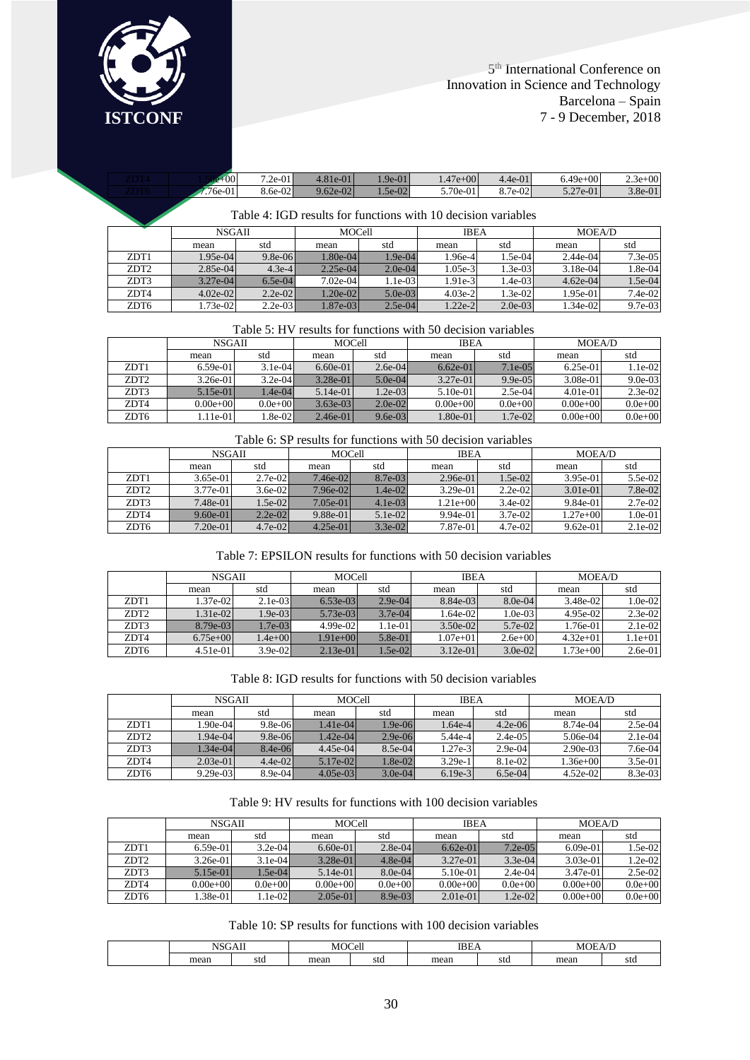|  |  |  |  |  |  |  |  |  |
|---|---|---|---|---|---|---|---|---|
| ZDT4 | 1.50e+00 | 7.2e-01 | 4.81e-01 | 1.9e-01 | 1.47e+00 | 4.4e-01 | 6.49e+00 | 2.3e+00 |
| ZDT6 | 7.76e-01 | 8.6e-02 | 9.62e-02 | 1.5e-02 | 5.70e-01 | 8.7e-02 | 5.27e-01 | 3.8e-01 |

Table 4: IGD results for functions with 10 decision variables

|  | NSGAII |  | MOCell |  | IBEA |  | MOEA/D |  |
|---|---|---|---|---|---|---|---|---|
|  | mean | std | mean | std | mean | std | mean | std |
| ZDT1 | 1.95e-04 | 9.8e-06 | 1.80e-04 | 1.9e-04 | 1.96e-4 | 1.5e-04 | 2.44e-04 | 7.3e-05 |
| ZDT2 | 2.85e-04 | 4.3e-4 | 2.25e-04 | 2.0e-04 | 1.05e-3 | 1.3e-03 | 3.18e-04 | 1.8e-04 |
| ZDT3 | 3.27e-04 | 6.5e-04 | 7.02e-04 | 1.1e-03 | 1.91e-3 | 1.4e-03 | 4.62e-04 | 1.5e-04 |
| ZDT4 | 4.02e-02 | 2.2e-02 | 1.20e-02 | 5.0e-03 | 4.03e-2 | 1.3e-02 | 1.95e-01 | 7.4e-02 |
| ZDT6 | 1.73e-02 | 2.2e-03 | 1.87e-03 | 2.5e-04 | 1.22e-2 | 2.0e-03 | 1.34e-02 | 9.7e-03 |

Table 5: HV results for functions with 50 decision variables

|  | NSGAII |  | MOCell |  | IBEA |  | MOEA/D |  |
|---|---|---|---|---|---|---|---|---|
|  | mean | std | mean | std | mean | std | mean | std |
| ZDT1 | 6.59e-01 | 3.1e-04 | 6.60e-01 | 2.6e-04 | 6.62e-01 | 7.1e-05 | 6.25e-01 | 1.1e-02 |
| ZDT2 | 3.26e-01 | 3.2e-04 | 3.28e-01 | 5.0e-04 | 3.27e-01 | 9.9e-05 | 3.08e-01 | 9.0e-03 |
| ZDT3 | 5.15e-01 | 1.4e-04 | 5.14e-01 | 1.2e-03 | 5.10e-01 | 2.5e-04 | 4.01e-01 | 2.3e-02 |
| ZDT4 | 0.00e+00 | 0.0e+00 | 3.63e-03 | 2.0e-02 | 0.00e+00 | 0.0e+00 | 0.00e+00 | 0.0e+00 |
| ZDT6 | 1.11e-01 | 1.8e-02 | 2.46e-01 | 9.6e-03 | 1.80e-01 | 1.7e-02 | 0.00e+00 | 0.0e+00 |

Table 6: SP results for functions with 50 decision variables

|  | NSGAII |  | MOCell |  | IBEA |  | MOEA/D |  |
|---|---|---|---|---|---|---|---|---|
|  | mean | std | mean | std | mean | std | mean | std |
| ZDT1 | 3.65e-01 | 2.7e-02 | 7.46e-02 | 8.7e-03 | 2.96e-01 | 1.5e-02 | 3.95e-01 | 5.5e-02 |
| ZDT2 | 3.77e-01 | 3.6e-02 | 7.96e-02 | 1.4e-02 | 3.29e-01 | 2.2e-02 | 3.01e-01 | 7.8e-02 |
| ZDT3 | 7.48e-01 | 1.5e-02 | 7.05e-01 | 4.1e-03 | 1.21e+00 | 3.4e-02 | 9.84e-01 | 2.7e-02 |
| ZDT4 | 9.60e-01 | 2.2e-02 | 9.88e-01 | 5.1e-02 | 9.94e-01 | 3.7e-02 | 1.27e+00 | 1.0e-01 |
| ZDT6 | 7.20e-01 | 4.7e-02 | 4.25e-01 | 3.3e-02 | 7.87e-01 | 4.7e-02 | 9.62e-01 | 2.1e-02 |

Table 7: EPSILON results for functions with 50 decision variables

|  | NSGAII |  | MOCell |  | IBEA |  | MOEA/D |  |
|---|---|---|---|---|---|---|---|---|
|  | mean | std | mean | std | mean | std | mean | std |
| ZDT1 | 1.37e-02 | 2.1e-03 | 6.53e-03 | 2.9e-04 | 8.84e-03 | 8.0e-04 | 3.48e-02 | 1.0e-02 |
| ZDT2 | 1.31e-02 | 1.9e-03 | 5.73e-03 | 3.7e-04 | 1.64e-02 | 1.0e-03 | 4.95e-02 | 2.3e-02 |
| ZDT3 | 8.79e-03 | 1.7e-03 | 4.99e-02 | 1.1e-01 | 3.50e-02 | 5.7e-02 | 1.76e-01 | 2.1e-02 |
| ZDT4 | 6.75e+00 | 1.4e+00 | 1.91e+00 | 5.8e-01 | 1.07e+01 | 2.6e+00 | 4.32e+01 | 1.1e+01 |
| ZDT6 | 4.51e-01 | 3.9e-02 | 2.13e-01 | 1.5e-02 | 3.12e-01 | 3.0e-02 | 1.73e+00 | 2.6e-01 |

Table 8: IGD results for functions with 50 decision variables

|  | NSGAII |  | MOCell |  | IBEA |  | MOEA/D |  |
|---|---|---|---|---|---|---|---|---|
|  | mean | std | mean | std | mean | std | mean | std |
| ZDT1 | 1.90e-04 | 9.8e-06 | 1.41e-04 | 1.9e-06 | 1.64e-4 | 4.2e-06 | 8.74e-04 | 2.5e-04 |
| ZDT2 | 1.94e-04 | 9.8e-06 | 1.42e-04 | 2.9e-06 | 5.44e-4 | 2.4e-05 | 5.06e-04 | 2.1e-04 |
| ZDT3 | 1.34e-04 | 8.4e-06 | 4.45e-04 | 8.5e-04 | 1.27e-3 | 2.9e-04 | 2.90e-03 | 7.6e-04 |
| ZDT4 | 2.03e-01 | 4.4e-02 | 5.17e-02 | 1.8e-02 | 3.29e-1 | 8.1e-02 | 1.36e+00 | 3.5e-01 |
| ZDT6 | 9.29e-03 | 8.9e-04 | 4.05e-03 | 3.0e-04 | 6.19e-3 | 6.5e-04 | 4.52e-02 | 8.3e-03 |

Table 9: HV results for functions with 100 decision variables

|  | NSGAII |  | MOCell |  | IBEA |  | MOEA/D |  |
|---|---|---|---|---|---|---|---|---|
|  | mean | std | mean | std | mean | std | mean | std |
| ZDT1 | 6.59e-01 | 3.2e-04 | 6.60e-01 | 2.8e-04 | 6.62e-01 | 7.2e-05 | 6.09e-01 | 1.5e-02 |
| ZDT2 | 3.26e-01 | 3.1e-04 | 3.28e-01 | 4.8e-04 | 3.27e-01 | 3.3e-04 | 3.03e-01 | 1.2e-02 |
| ZDT3 | 5.15e-01 | 1.5e-04 | 5.14e-01 | 8.0e-04 | 5.10e-01 | 2.4e-04 | 3.47e-01 | 2.5e-02 |
| ZDT4 | 0.00e+00 | 0.0e+00 | 0.00e+00 | 0.0e+00 | 0.00e+00 | 0.0e+00 | 0.00e+00 | 0.0e+00 |
| ZDT6 | 1.38e-01 | 1.1e-02 | 2.05e-01 | 8.9e-03 | 2.01e-01 | 1.2e-02 | 0.00e+00 | 0.0e+00 |

Table 10: SP results for functions with 100 decision variables

|  | NSGAII |  | MOCell |  | IBEA |  | MOEA/D |  |
|---|---|---|---|---|---|---|---|---|
|  | mean | std | mean | std | mean | std | mean | std |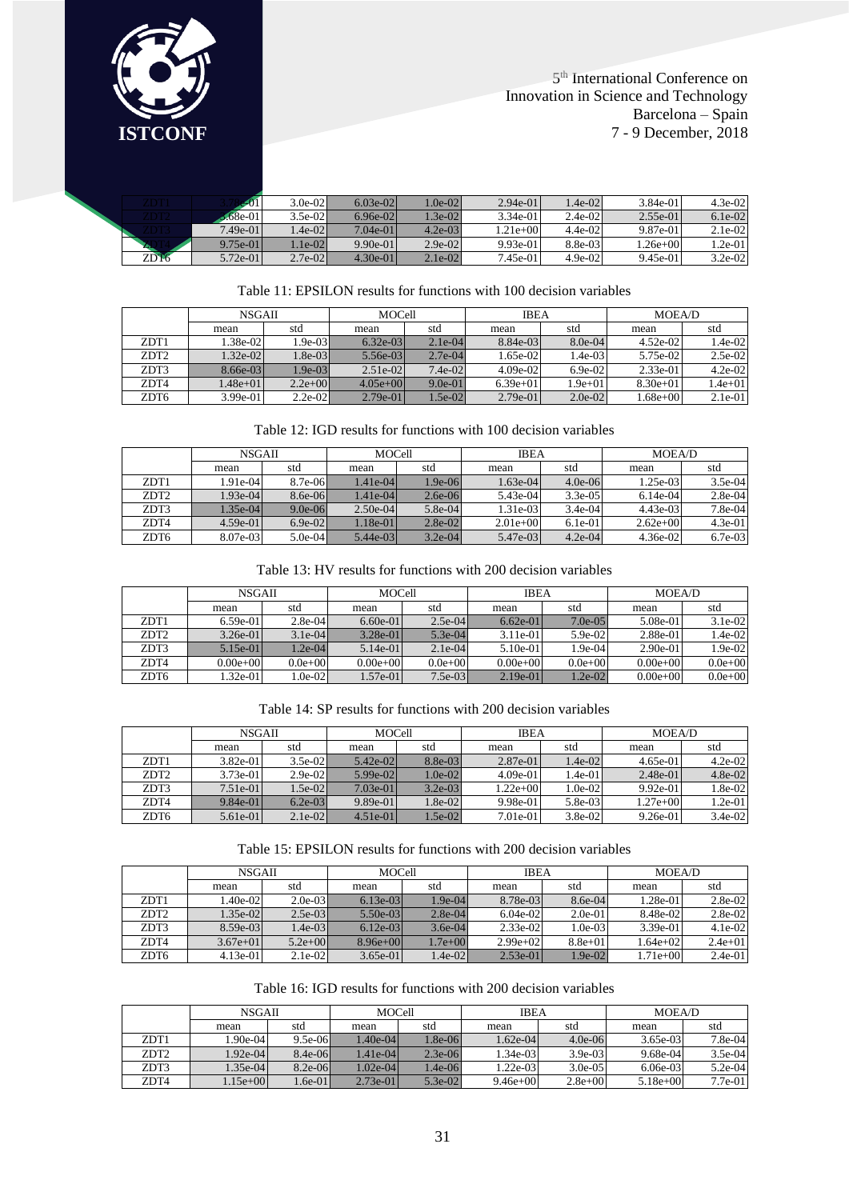| | | | | | | | | |
|---|---|---|---|---|---|---|---|---|
| ZDT1 | 3.73e-01 | 3.0e-02 | 6.03e-02 | 1.0e-02 | 2.94e-01 | 1.4e-02 | 3.84e-01 | 4.3e-02 |
| ZDT2 | 3.68e-01 | 3.5e-02 | 6.96e-02 | 1.3e-02 | 3.34e-01 | 2.4e-02 | 2.55e-01 | 6.1e-02 |
| ZDT3 | 7.49e-01 | 1.4e-02 | 7.04e-01 | 4.2e-03 | 1.21e+00 | 4.4e-02 | 9.87e-01 | 2.1e-02 |
| ZDT4 | 9.75e-01 | 1.1e-02 | 9.90e-01 | 2.9e-02 | 9.93e-01 | 8.8e-03 | 1.26e+00 | 1.2e-01 |
| ZDT6 | 5.72e-01 | 2.7e-02 | 4.30e-01 | 2.1e-02 | 7.45e-01 | 4.9e-02 | 9.45e-01 | 3.2e-02 |

Table 11: EPSILON results for functions with 100 decision variables

| | NSGAII | | MOCell | | IBEA | | MOEA/D | |
|---|---|---|---|---|---|---|---|---|
| | mean | std | mean | std | mean | std | mean | std |
| ZDT1 | 1.38e-02 | 1.9e-03 | 6.32e-03 | 2.1e-04 | 8.84e-03 | 8.0e-04 | 4.52e-02 | 1.4e-02 |
| ZDT2 | 1.32e-02 | 1.8e-03 | 5.56e-03 | 2.7e-04 | 1.65e-02 | 1.4e-03 | 5.75e-02 | 2.5e-02 |
| ZDT3 | 8.66e-03 | 1.9e-03 | 2.51e-02 | 7.4e-02 | 4.09e-02 | 6.9e-02 | 2.33e-01 | 4.2e-02 |
| ZDT4 | 1.48e+01 | 2.2e+00 | 4.05e+00 | 9.0e-01 | 6.39e+01 | 1.9e+01 | 8.30e+01 | 1.4e+01 |
| ZDT6 | 3.99e-01 | 2.2e-02 | 2.79e-01 | 1.5e-02 | 2.79e-01 | 2.0e-02 | 1.68e+00 | 2.1e-01 |

Table 12: IGD results for functions with 100 decision variables

| | NSGAII | | MOCell | | IBEA | | MOEA/D | |
|---|---|---|---|---|---|---|---|---|
| | mean | std | mean | std | mean | std | mean | std |
| ZDT1 | 1.91e-04 | 8.7e-06 | 1.41e-04 | 1.9e-06 | 1.63e-04 | 4.0e-06 | 1.25e-03 | 3.5e-04 |
| ZDT2 | 1.93e-04 | 8.6e-06 | 1.41e-04 | 2.6e-06 | 5.43e-04 | 3.3e-05 | 6.14e-04 | 2.8e-04 |
| ZDT3 | 1.35e-04 | 9.0e-06 | 2.50e-04 | 5.8e-04 | 1.31e-03 | 3.4e-04 | 4.43e-03 | 7.8e-04 |
| ZDT4 | 4.59e-01 | 6.9e-02 | 1.18e-01 | 2.8e-02 | 2.01e+00 | 6.1e-01 | 2.62e+00 | 4.3e-01 |
| ZDT6 | 8.07e-03 | 5.0e-04 | 5.44e-03 | 3.2e-04 | 5.47e-03 | 4.2e-04 | 4.36e-02 | 6.7e-03 |

Table 13: HV results for functions with 200 decision variables

| | NSGAII | | MOCell | | IBEA | | MOEA/D | |
|---|---|---|---|---|---|---|---|---|
| | mean | std | mean | std | mean | std | mean | std |
| ZDT1 | 6.59e-01 | 2.8e-04 | 6.60e-01 | 2.5e-04 | 6.62e-01 | 7.0e-05 | 5.08e-01 | 3.1e-02 |
| ZDT2 | 3.26e-01 | 3.1e-04 | 3.28e-01 | 5.3e-04 | 3.11e-01 | 5.9e-02 | 2.88e-01 | 1.4e-02 |
| ZDT3 | 5.15e-01 | 1.2e-04 | 5.14e-01 | 2.1e-04 | 5.10e-01 | 1.9e-04 | 2.90e-01 | 1.9e-02 |
| ZDT4 | 0.00e+00 | 0.0e+00 | 0.00e+00 | 0.0e+00 | 0.00e+00 | 0.0e+00 | 0.00e+00 | 0.0e+00 |
| ZDT6 | 1.32e-01 | 1.0e-02 | 1.57e-01 | 7.5e-03 | 2.19e-01 | 1.2e-02 | 0.00e+00 | 0.0e+00 |

Table 14: SP results for functions with 200 decision variables

| | NSGAII | | MOCell | | IBEA | | MOEA/D | |
|---|---|---|---|---|---|---|---|---|
| | mean | std | mean | std | mean | std | mean | std |
| ZDT1 | 3.82e-01 | 3.5e-02 | 5.42e-02 | 8.8e-03 | 2.87e-01 | 1.4e-02 | 4.65e-01 | 4.2e-02 |
| ZDT2 | 3.73e-01 | 2.9e-02 | 5.99e-02 | 1.0e-02 | 4.09e-01 | 1.4e-01 | 2.48e-01 | 4.8e-02 |
| ZDT3 | 7.51e-01 | 1.5e-02 | 7.03e-01 | 3.2e-03 | 1.22e+00 | 1.0e-02 | 9.92e-01 | 1.8e-02 |
| ZDT4 | 9.84e-01 | 6.2e-03 | 9.89e-01 | 1.8e-02 | 9.98e-01 | 5.8e-03 | 1.27e+00 | 1.2e-01 |
| ZDT6 | 5.61e-01 | 2.1e-02 | 4.51e-01 | 1.5e-02 | 7.01e-01 | 3.8e-02 | 9.26e-01 | 3.4e-02 |

Table 15: EPSILON results for functions with 200 decision variables

| | NSGAII | | MOCell | | IBEA | | MOEA/D | |
|---|---|---|---|---|---|---|---|---|
| | mean | std | mean | std | mean | std | mean | std |
| ZDT1 | 1.40e-02 | 2.0e-03 | 6.13e-03 | 1.9e-04 | 8.78e-03 | 8.6e-04 | 1.28e-01 | 2.8e-02 |
| ZDT2 | 1.35e-02 | 2.5e-03 | 5.50e-03 | 2.8e-04 | 6.04e-02 | 2.0e-01 | 8.48e-02 | 2.8e-02 |
| ZDT3 | 8.59e-03 | 1.4e-03 | 6.12e-03 | 3.6e-04 | 2.33e-02 | 1.0e-03 | 3.39e-01 | 4.1e-02 |
| ZDT4 | 3.67e+01 | 5.2e+00 | 8.96e+00 | 1.7e+00 | 2.99e+02 | 8.8e+01 | 1.64e+02 | 2.4e+01 |
| ZDT6 | 4.13e-01 | 2.1e-02 | 3.65e-01 | 1.4e-02 | 2.53e-01 | 1.9e-02 | 1.71e+00 | 2.4e-01 |

Table 16: IGD results for functions with 200 decision variables

| | NSGAII | | MOCell | | IBEA | | MOEA/D | |
|---|---|---|---|---|---|---|---|---|
| | mean | std | mean | std | mean | std | mean | std |
| ZDT1 | 1.90e-04 | 9.5e-06 | 1.40e-04 | 1.8e-06 | 1.62e-04 | 4.0e-06 | 3.65e-03 | 7.8e-04 |
| ZDT2 | 1.92e-04 | 8.4e-06 | 1.41e-04 | 2.3e-06 | 1.34e-03 | 3.9e-03 | 9.68e-04 | 3.5e-04 |
| ZDT3 | 1.35e-04 | 8.2e-06 | 1.02e-04 | 1.4e-06 | 1.22e-03 | 3.0e-05 | 6.06e-03 | 5.2e-04 |
| ZDT4 | 1.15e+00 | 1.6e-01 | 2.73e-01 | 5.3e-02 | 9.46e+00 | 2.8e+00 | 5.18e+00 | 7.7e-01 |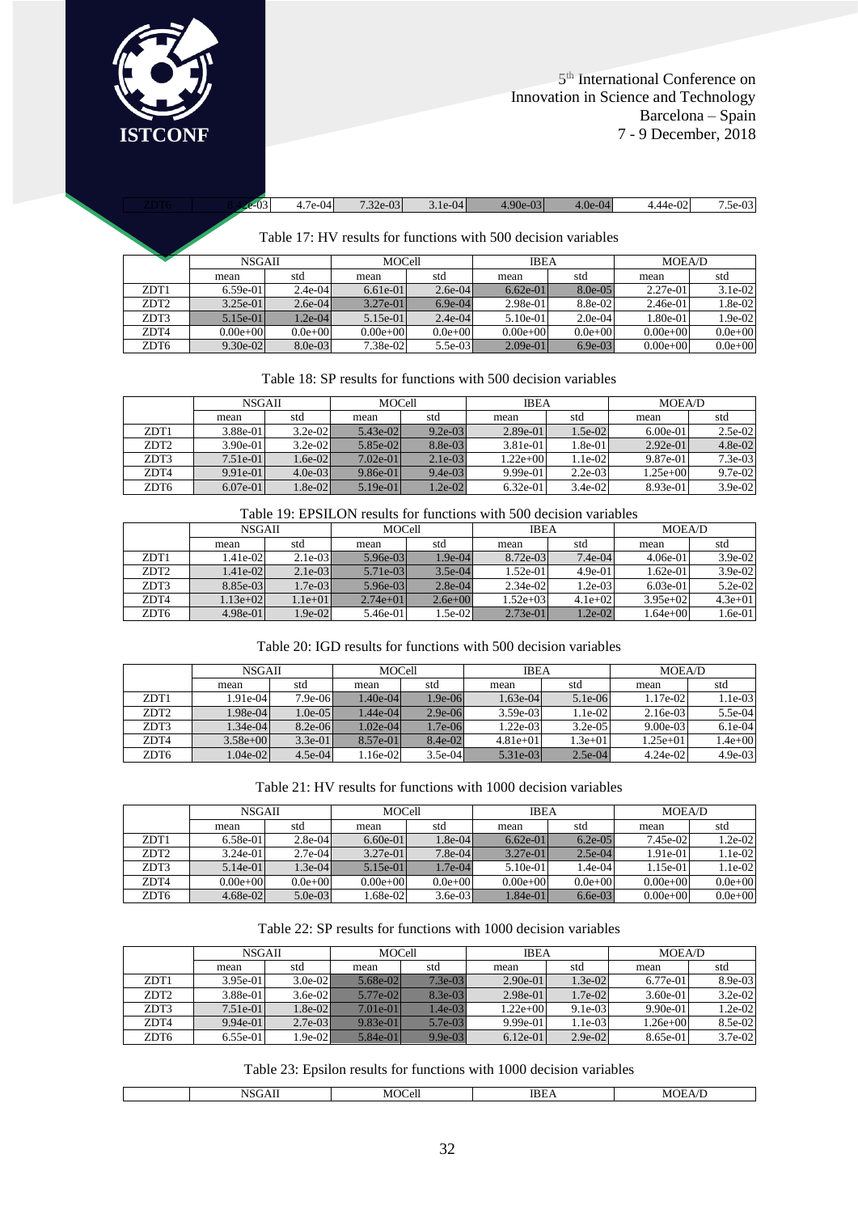| ZDT6 | 8.52e-03 | 4.7e-04 | 7.32e-03 | 3.1e-04 | 4.90e-03 | 4.0e-04 | 4.44e-02 | 7.5e-03 |
|---|---|---|---|---|---|---|---|---|

Table 17: HV results for functions with 500 decision variables

| | NSGAII | | MOCell | | IBEA | | MOEA/D | |
|---|---|---|---|---|---|---|---|---|
| | mean | std | mean | std | mean | std | mean | std |
| ZDT1 | 6.59e-01 | 2.4e-04 | 6.61e-01 | 2.6e-04 | 6.62e-01 | 8.0e-05 | 2.27e-01 | 3.1e-02 |
| ZDT2 | 3.25e-01 | 2.6e-04 | 3.27e-01 | 6.9e-04 | 2.98e-01 | 8.8e-02 | 2.46e-01 | 1.8e-02 |
| ZDT3 | 5.15e-01 | 1.2e-04 | 5.15e-01 | 2.4e-04 | 5.10e-01 | 2.0e-04 | 1.80e-01 | 1.9e-02 |
| ZDT4 | 0.00e+00 | 0.0e+00 | 0.00e+00 | 0.0e+00 | 0.00e+00 | 0.0e+00 | 0.00e+00 | 0.0e+00 |
| ZDT6 | 9.30e-02 | 8.0e-03 | 7.38e-02 | 5.5e-03 | 2.09e-01 | 6.9e-03 | 0.00e+00 | 0.0e+00 |

Table 18: SP results for functions with 500 decision variables

| | NSGAII | | MOCell | | IBEA | | MOEA/D | |
|---|---|---|---|---|---|---|---|---|
| | mean | std | mean | std | mean | std | mean | std |
| ZDT1 | 3.88e-01 | 3.2e-02 | 5.43e-02 | 9.2e-03 | 2.89e-01 | 1.5e-02 | 6.00e-01 | 2.5e-02 |
| ZDT2 | 3.90e-01 | 3.2e-02 | 5.85e-02 | 8.8e-03 | 3.81e-01 | 1.8e-01 | 2.92e-01 | 4.8e-02 |
| ZDT3 | 7.51e-01 | 1.6e-02 | 7.02e-01 | 2.1e-03 | 1.22e+00 | 1.1e-02 | 9.87e-01 | 7.3e-03 |
| ZDT4 | 9.91e-01 | 4.0e-03 | 9.86e-01 | 9.4e-03 | 9.99e-01 | 2.2e-03 | 1.25e+00 | 9.7e-02 |
| ZDT6 | 6.07e-01 | 1.8e-02 | 5.19e-01 | 1.2e-02 | 6.32e-01 | 3.4e-02 | 8.93e-01 | 3.9e-02 |

Table 19: EPSILON results for functions with 500 decision variables

| | NSGAII | | MOCell | | IBEA | | MOEA/D | |
|---|---|---|---|---|---|---|---|---|
| | mean | std | mean | std | mean | std | mean | std |
| ZDT1 | 1.41e-02 | 2.1e-03 | 5.96e-03 | 1.9e-04 | 8.72e-03 | 7.4e-04 | 4.06e-01 | 3.9e-02 |
| ZDT2 | 1.41e-02 | 2.1e-03 | 5.71e-03 | 3.5e-04 | 1.52e-01 | 4.9e-01 | 1.62e-01 | 3.9e-02 |
| ZDT3 | 8.85e-03 | 1.7e-03 | 5.96e-03 | 2.8e-04 | 2.34e-02 | 1.2e-03 | 6.03e-01 | 5.2e-02 |
| ZDT4 | 1.13e+02 | 1.1e+01 | 2.74e+01 | 2.6e+00 | 1.52e+03 | 4.1e+02 | 3.95e+02 | 4.3e+01 |
| ZDT6 | 4.98e-01 | 1.9e-02 | 5.46e-01 | 1.5e-02 | 2.73e-01 | 1.2e-02 | 1.64e+00 | 1.6e-01 |

Table 20: IGD results for functions with 500 decision variables

| | NSGAII | | MOCell | | IBEA | | MOEA/D | |
|---|---|---|---|---|---|---|---|---|
| | mean | std | mean | std | mean | std | mean | std |
| ZDT1 | 1.91e-04 | 7.9e-06 | 1.40e-04 | 1.9e-06 | 1.63e-04 | 5.1e-06 | 1.17e-02 | 1.1e-03 |
| ZDT2 | 1.98e-04 | 1.0e-05 | 1.44e-04 | 2.9e-06 | 3.59e-03 | 1.1e-02 | 2.16e-03 | 5.5e-04 |
| ZDT3 | 1.34e-04 | 8.2e-06 | 1.02e-04 | 1.7e-06 | 1.22e-03 | 3.2e-05 | 9.00e-03 | 6.1e-04 |
| ZDT4 | 3.58e+00 | 3.3e-01 | 8.57e-01 | 8.4e-02 | 4.81e+01 | 1.3e+01 | 1.25e+01 | 1.4e+00 |
| ZDT6 | 1.04e-02 | 4.5e-04 | 1.16e-02 | 3.5e-04 | 5.31e-03 | 2.5e-04 | 4.24e-02 | 4.9e-03 |

Table 21: HV results for functions with 1000 decision variables

| | NSGAII | | MOCell | | IBEA | | MOEA/D | |
|---|---|---|---|---|---|---|---|---|
| | mean | std | mean | std | mean | std | mean | std |
| ZDT1 | 6.58e-01 | 2.8e-04 | 6.60e-01 | 1.8e-04 | 6.62e-01 | 6.2e-05 | 7.45e-02 | 1.2e-02 |
| ZDT2 | 3.24e-01 | 2.7e-04 | 3.27e-01 | 7.8e-04 | 3.27e-01 | 2.5e-04 | 1.91e-01 | 1.1e-02 |
| ZDT3 | 5.14e-01 | 1.3e-04 | 5.15e-01 | 1.7e-04 | 5.10e-01 | 1.4e-04 | 1.15e-01 | 1.1e-02 |
| ZDT4 | 0.00e+00 | 0.0e+00 | 0.00e+00 | 0.0e+00 | 0.00e+00 | 0.0e+00 | 0.00e+00 | 0.0e+00 |
| ZDT6 | 4.68e-02 | 5.0e-03 | 1.68e-02 | 3.6e-03 | 1.84e-01 | 6.6e-03 | 0.00e+00 | 0.0e+00 |

Table 22: SP results for functions with 1000 decision variables

| | NSGAII | | MOCell | | IBEA | | MOEA/D | |
|---|---|---|---|---|---|---|---|---|
| | mean | std | mean | std | mean | std | mean | std |
| ZDT1 | 3.95e-01 | 3.0e-02 | 5.68e-02 | 7.3e-03 | 2.90e-01 | 1.3e-02 | 6.77e-01 | 8.9e-03 |
| ZDT2 | 3.88e-01 | 3.6e-02 | 5.77e-02 | 8.3e-03 | 2.98e-01 | 1.7e-02 | 3.60e-01 | 3.2e-02 |
| ZDT3 | 7.51e-01 | 1.8e-02 | 7.01e-01 | 1.4e-03 | 1.22e+00 | 9.1e-03 | 9.90e-01 | 1.2e-02 |
| ZDT4 | 9.94e-01 | 2.7e-03 | 9.83e-01 | 5.7e-03 | 9.99e-01 | 1.1e-03 | 1.26e+00 | 8.5e-02 |
| ZDT6 | 6.55e-01 | 1.9e-02 | 5.84e-01 | 9.9e-03 | 6.12e-01 | 2.9e-02 | 8.65e-01 | 3.7e-02 |

Table 23: Epsilon results for functions with 1000 decision variables

| | NSGAII | | MOCell | | IBEA | | MOEA/D | |
|---|---|---|---|---|---|---|---|---|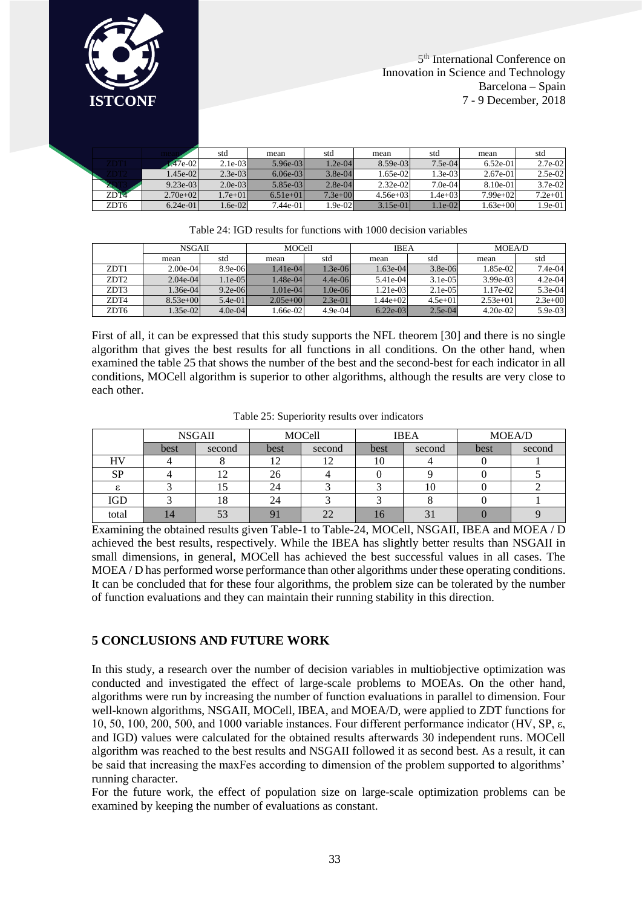|  | mean | std | mean | std | mean | std | mean | std |
|---|---|---|---|---|---|---|---|---|
| ZDT1 | 1.47e-02 | 2.1e-03 | 5.96e-03 | 1.2e-04 | 8.59e-03 | 7.5e-04 | 6.52e-01 | 2.7e-02 |
| ZDT2 | 1.45e-02 | 2.3e-03 | 6.06e-03 | 3.8e-04 | 1.65e-02 | 1.3e-03 | 2.67e-01 | 2.5e-02 |
| ZDT3 | 9.23e-03 | 2.0e-03 | 5.85e-03 | 2.8e-04 | 2.32e-02 | 7.0e-04 | 8.10e-01 | 3.7e-02 |
| ZDT4 | 2.70e+02 | 1.7e+01 | 6.51e+01 | 7.3e+00 | 4.56e+03 | 1.4e+03 | 7.99e+02 | 7.2e+01 |
| ZDT6 | 6.24e-01 | 1.6e-02 | 7.44e-01 | 1.9e-02 | 3.15e-01 | 1.1e-02 | 1.63e+00 | 1.9e-01 |

Table 24: IGD results for functions with 1000 decision variables

|  | NSGAII |  | MOCell |  | IBEA |  | MOEA/D |  |
|---|---|---|---|---|---|---|---|---|
|  | mean | std | mean | std | mean | std | mean | std |
| ZDT1 | 2.00e-04 | 8.9e-06 | 1.41e-04 | 1.3e-06 | 1.63e-04 | 3.8e-06 | 1.85e-02 | 7.4e-04 |
| ZDT2 | 2.04e-04 | 1.1e-05 | 1.48e-04 | 4.4e-06 | 5.41e-04 | 3.1e-05 | 3.99e-03 | 4.2e-04 |
| ZDT3 | 1.36e-04 | 9.2e-06 | 1.01e-04 | 1.0e-06 | 1.21e-03 | 2.1e-05 | 1.17e-02 | 5.3e-04 |
| ZDT4 | 8.53e+00 | 5.4e-01 | 2.05e+00 | 2.3e-01 | 1.44e+02 | 4.5e+01 | 2.53e+01 | 2.3e+00 |
| ZDT6 | 1.35e-02 | 4.0e-04 | 1.66e-02 | 4.9e-04 | 6.22e-03 | 2.5e-04 | 4.20e-02 | 5.9e-03 |

First of all, it can be expressed that this study supports the NFL theorem [30] and there is no single algorithm that gives the best results for all functions in all conditions. On the other hand, when examined the table 25 that shows the number of the best and the second-best for each indicator in all conditions, MOCell algorithm is superior to other algorithms, although the results are very close to each other.

Table 25: Superiority results over indicators

|  | NSGAII |  | MOCell |  | IBEA |  | MOEA/D |  |
|---|---|---|---|---|---|---|---|---|
|  | best | second | best | second | best | second | best | second |
| HV | 4 | 8 | 12 | 12 | 10 | 4 | 0 | 1 |
| SP | 4 | 12 | 26 | 4 | 0 | 9 | 0 | 5 |
| ε | 3 | 15 | 24 | 3 | 3 | 10 | 0 | 2 |
| IGD | 3 | 18 | 24 | 3 | 3 | 8 | 0 | 1 |
| total | 14 | 53 | 91 | 22 | 16 | 31 | 0 | 9 |

Examining the obtained results given Table-1 to Table-24, MOCell, NSGAII, IBEA and MOEA / D achieved the best results, respectively. While the IBEA has slightly better results than NSGAII in small dimensions, in general, MOCell has achieved the best successful values in all cases. The MOEA / D has performed worse performance than other algorithms under these operating conditions. It can be concluded that for these four algorithms, the problem size can be tolerated by the number of function evaluations and they can maintain their running stability in this direction.

## 5 CONCLUSIONS AND FUTURE WORK

In this study, a research over the number of decision variables in multiobjective optimization was conducted and investigated the effect of large-scale problems to MOEAs. On the other hand, algorithms were run by increasing the number of function evaluations in parallel to dimension. Four well-known algorithms, NSGAII, MOCell, IBEA, and MOEA/D, were applied to ZDT functions for 10, 50, 100, 200, 500, and 1000 variable instances. Four different performance indicator (HV, SP, ε, and IGD) values were calculated for the obtained results afterwards 30 independent runs. MOCell algorithm was reached to the best results and NSGAII followed it as second best. As a result, it can be said that increasing the maxFes according to dimension of the problem supported to algorithms' running character.

For the future work, the effect of population size on large-scale optimization problems can be examined by keeping the number of evaluations as constant.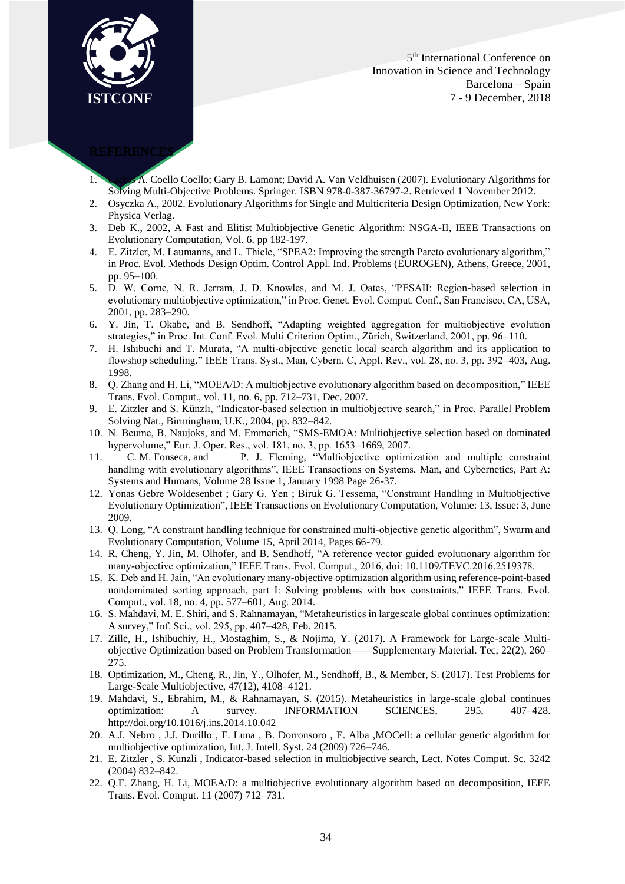## REFERENCES

1. Carlos A. Coello Coello; Gary B. Lamont; David A. Van Veldhuisen (2007). Evolutionary Algorithms for Solving Multi-Objective Problems. Springer. ISBN 978-0-387-36797-2. Retrieved 1 November 2012.
2. Osyczka A., 2002. Evolutionary Algorithms for Single and Multicriteria Design Optimization, New York: Physica Verlag.
3. Deb K., 2002, A Fast and Elitist Multiobjective Genetic Algorithm: NSGA-II, IEEE Transactions on Evolutionary Computation, Vol. 6. pp 182-197.
4. E. Zitzler, M. Laumanns, and L. Thiele, "SPEA2: Improving the strength Pareto evolutionary algorithm," in Proc. Evol. Methods Design Optim. Control Appl. Ind. Problems (EUROGEN), Athens, Greece, 2001, pp. 95–100.
5. D. W. Corne, N. R. Jerram, J. D. Knowles, and M. J. Oates, "PESAII: Region-based selection in evolutionary multiobjective optimization," in Proc. Genet. Evol. Comput. Conf., San Francisco, CA, USA, 2001, pp. 283–290.
6. Y. Jin, T. Okabe, and B. Sendhoff, "Adapting weighted aggregation for multiobjective evolution strategies," in Proc. Int. Conf. Evol. Multi Criterion Optim., Zürich, Switzerland, 2001, pp. 96–110.
7. H. Ishibuchi and T. Murata, "A multi-objective genetic local search algorithm and its application to flowshop scheduling," IEEE Trans. Syst., Man, Cybern. C, Appl. Rev., vol. 28, no. 3, pp. 392–403, Aug. 1998.
8. Q. Zhang and H. Li, "MOEA/D: A multiobjective evolutionary algorithm based on decomposition," IEEE Trans. Evol. Comput., vol. 11, no. 6, pp. 712–731, Dec. 2007.
9. E. Zitzler and S. Künzli, "Indicator-based selection in multiobjective search," in Proc. Parallel Problem Solving Nat., Birmingham, U.K., 2004, pp. 832–842.
10. N. Beume, B. Naujoks, and M. Emmerich, "SMS-EMOA: Multiobjective selection based on dominated hypervolume," Eur. J. Oper. Res., vol. 181, no. 3, pp. 1653–1669, 2007.
11. C. M. Fonseca, and P. J. Fleming, "Multiobjective optimization and multiple constraint handling with evolutionary algorithms", IEEE Transactions on Systems, Man, and Cybernetics, Part A: Systems and Humans, Volume 28 Issue 1, January 1998 Page 26-37.
12. Yonas Gebre Woldesenbet ; Gary G. Yen ; Biruk G. Tessema, "Constraint Handling in Multiobjective Evolutionary Optimization", IEEE Transactions on Evolutionary Computation, Volume: 13, Issue: 3, June 2009.
13. Q. Long, "A constraint handling technique for constrained multi-objective genetic algorithm", Swarm and Evolutionary Computation, Volume 15, April 2014, Pages 66-79.
14. R. Cheng, Y. Jin, M. Olhofer, and B. Sendhoff, "A reference vector guided evolutionary algorithm for many-objective optimization," IEEE Trans. Evol. Comput., 2016, doi: 10.1109/TEVC.2016.2519378.
15. K. Deb and H. Jain, "An evolutionary many-objective optimization algorithm using reference-point-based nondominated sorting approach, part I: Solving problems with box constraints," IEEE Trans. Evol. Comput., vol. 18, no. 4, pp. 577–601, Aug. 2014.
16. S. Mahdavi, M. E. Shiri, and S. Rahnamayan, "Metaheuristics in largescale global continues optimization: A survey," Inf. Sci., vol. 295, pp. 407–428, Feb. 2015.
17. Zille, H., Ishibuchiy, H., Mostaghim, S., & Nojima, Y. (2017). A Framework for Large-scale Multi-objective Optimization based on Problem Transformation——Supplementary Material. Tec, 22(2), 260–275.
18. Optimization, M., Cheng, R., Jin, Y., Olhofer, M., Sendhoff, B., & Member, S. (2017). Test Problems for Large-Scale Multiobjective, 47(12), 4108–4121.
19. Mahdavi, S., Ebrahim, M., & Rahnamayan, S. (2015). Metaheuristics in large-scale global continues optimization: A survey. INFORMATION SCIENCES, 295, 407–428. http://doi.org/10.1016/j.ins.2014.10.042
20. A.J. Nebro , J.J. Durillo , F. Luna , B. Dorronsoro , E. Alba ,MOCell: a cellular genetic algorithm for multiobjective optimization, Int. J. Intell. Syst. 24 (2009) 726–746.
21. E. Zitzler , S. Kunzli , Indicator-based selection in multiobjective search, Lect. Notes Comput. Sc. 3242 (2004) 832–842.
22. Q.F. Zhang, H. Li, MOEA/D: a multiobjective evolutionary algorithm based on decomposition, IEEE Trans. Evol. Comput. 11 (2007) 712–731.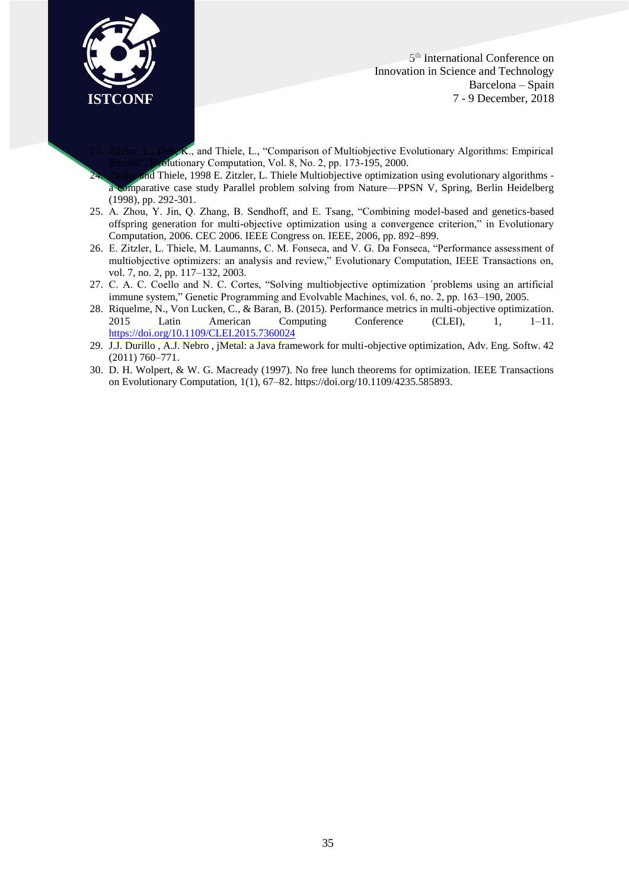23. Zitzler, E., Deb, K., and Thiele, L., "Comparison of Multiobjective Evolutionary Algorithms: Empirical Results", Evolutionary Computation, Vol. 8, No. 2, pp. 173-195, 2000.
24. Zitzler and Thiele, 1998 E. Zitzler, L. Thiele Multiobjective optimization using evolutionary algorithms - a comparative case study Parallel problem solving from Nature—PPSN V, Spring, Berlin Heidelberg (1998), pp. 292-301.
25. A. Zhou, Y. Jin, Q. Zhang, B. Sendhoff, and E. Tsang, "Combining model-based and genetics-based offspring generation for multi-objective optimization using a convergence criterion," in Evolutionary Computation, 2006. CEC 2006. IEEE Congress on. IEEE, 2006, pp. 892–899.
26. E. Zitzler, L. Thiele, M. Laumanns, C. M. Fonseca, and V. G. Da Fonseca, "Performance assessment of multiobjective optimizers: an analysis and review," Evolutionary Computation, IEEE Transactions on, vol. 7, no. 2, pp. 117–132, 2003.
27. C. A. C. Coello and N. C. Cortes, "Solving multiobjective optimization ´problems using an artificial immune system," Genetic Programming and Evolvable Machines, vol. 6, no. 2, pp. 163–190, 2005.
28. Riquelme, N., Von Lucken, C., & Baran, B. (2015). Performance metrics in multi-objective optimization. 2015 Latin American Computing Conference (CLEI), 1, 1–11. https://doi.org/10.1109/CLEI.2015.7360024
29. J.J. Durillo , A.J. Nebro , jMetal: a Java framework for multi-objective optimization, Adv. Eng. Softw. 42 (2011) 760–771.
30. D. H. Wolpert, & W. G. Macready (1997). No free lunch theorems for optimization. IEEE Transactions on Evolutionary Computation, 1(1), 67–82. https://doi.org/10.1109/4235.585893.